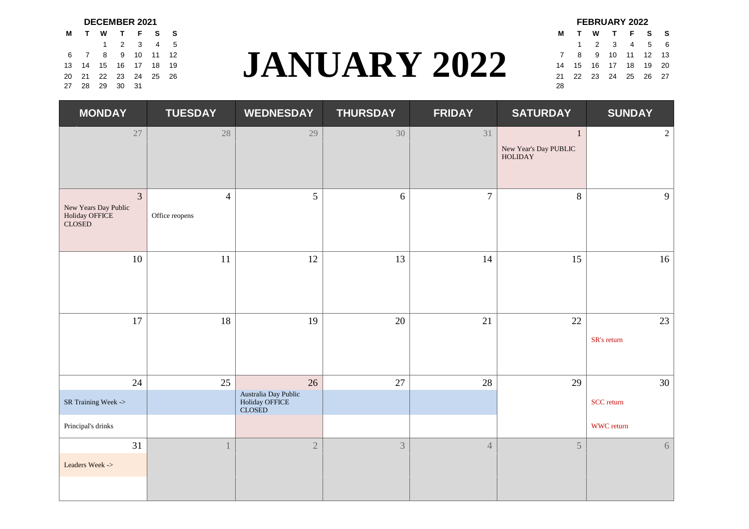# JANUARY 2022

**DECEMBER 2021**

| M | T | W | T | F | S | S |
|---|---|---|---|---|---|---|
| | | 1 | 2 | 3 | 4 | 5 |
| 6 | 7 | 8 | 9 | 10 | 11 | 12 |
| 13 | 14 | 15 | 16 | 17 | 18 | 19 |
| 20 | 21 | 22 | 23 | 24 | 25 | 26 |
| 27 | 28 | 29 | 30 | 31 | | |

**FEBRUARY 2022**

| M | T | W | T | F | S | S |
|---|---|---|---|---|---|---|
| | 1 | 2 | 3 | 4 | 5 | 6 |
| 7 | 8 | 9 | 10 | 11 | 12 | 13 |
| 14 | 15 | 16 | 17 | 18 | 19 | 20 |
| 21 | 22 | 23 | 24 | 25 | 26 | 27 |
| 28 | | | | | | |

| MONDAY | TUESDAY | WEDNESDAY | THURSDAY | FRIDAY | SATURDAY | SUNDAY |
|---|---|---|---|---|---|---|
| 27 | 28 | 29 | 30 | 31 | 1 New Year's Day PUBLIC HOLIDAY | 2 |
| 3 New Years Day Public Holiday OFFICE CLOSED | 4 Office reopens | 5 | 6 | 7 | 8 | 9 |
| 10 | 11 | 12 | 13 | 14 | 15 | 16 |
| 17 | 18 | 19 | 20 | 21 | 22 | 23 SR's return |
| 24 SR Training Week -> Principal's drinks | 25 | 26 Australia Day Public Holiday OFFICE CLOSED | 27 | 28 | 29 | 30 SCC return WWC return |
| 31 Leaders Week -> | 1 | 2 | 3 | 4 | 5 | 6 |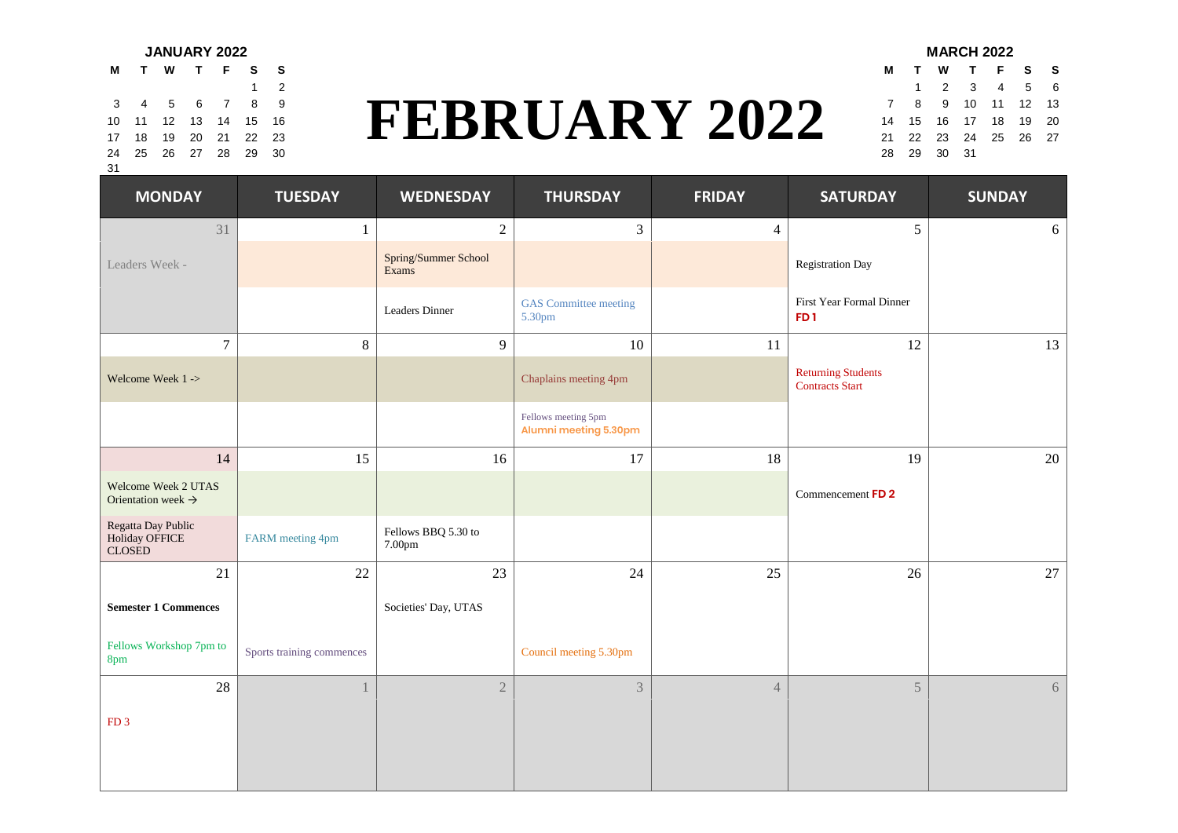# FEBRUARY 2022

**JANUARY 2022**

| M | T | W | T | F | S | S |
|---|---|---|---|---|---|---|
| | | | | | 1 | 2 |
| 3 | 4 | 5 | 6 | 7 | 8 | 9 |
| 10 | 11 | 12 | 13 | 14 | 15 | 16 |
| 17 | 18 | 19 | 20 | 21 | 22 | 23 |
| 24 | 25 | 26 | 27 | 28 | 29 | 30 |
| 31 | | | | | | |

**MARCH 2022**

| M | T | W | T | F | S | S |
|---|---|---|---|---|---|---|
| | 1 | 2 | 3 | 4 | 5 | 6 |
| 7 | 8 | 9 | 10 | 11 | 12 | 13 |
| 14 | 15 | 16 | 17 | 18 | 19 | 20 |
| 21 | 22 | 23 | 24 | 25 | 26 | 27 |
| 28 | 29 | 30 | 31 | | | |

| MONDAY | TUESDAY | WEDNESDAY | THURSDAY | FRIDAY | SATURDAY | SUNDAY |
|---|---|---|---|---|---|---|
| 31 | 1 | 2 | 3 | 4 | 5 | 6 |
| Leaders Week - | | Spring/Summer School Exams | | | Registration Day | |
| | | Leaders Dinner | GAS Committee meeting 5.30pm | | First Year Formal Dinner **FD 1** | |
| 7 | 8 | 9 | 10 | 11 | 12 | 13 |
| Welcome Week 1 -> | | | Chaplains meeting 4pm | | Returning Students Contracts Start | |
| | | | Fellows meeting 5pm **Alumni meeting 5.30pm** | | | |
| 14 | 15 | 16 | 17 | 18 | 19 | 20 |
| Welcome Week 2 UTAS Orientation week → | | | | | Commencement **FD 2** | |
| Regatta Day Public Holiday OFFICE CLOSED | FARM meeting 4pm | Fellows BBQ 5.30 to 7.00pm | | | | |
| 21 | 22 | 23 | 24 | 25 | 26 | 27 |
| **Semester 1 Commences** | | Societies' Day, UTAS | | | | |
| Fellows Workshop 7pm to 8pm | Sports training commences | | Council meeting 5.30pm | | | |
| 28 | 1 | 2 | 3 | 4 | 5 | 6 |
| FD 3 | | | | | | |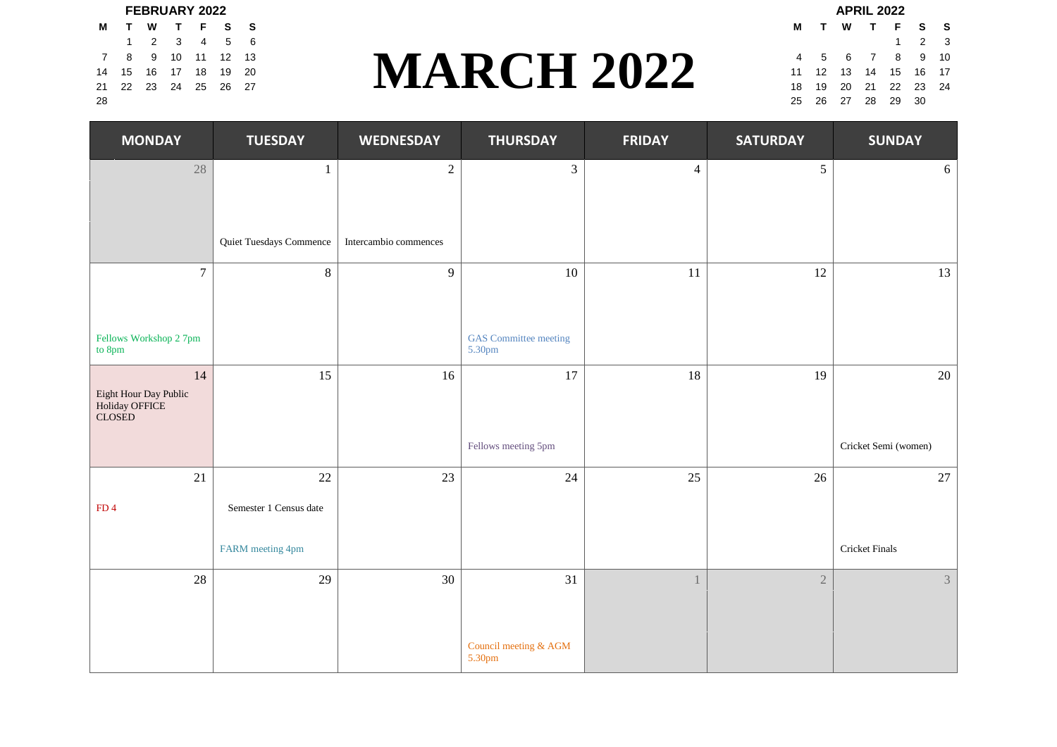# MARCH 2022

**FEBRUARY 2022**

| M | T | W | T | F | S | S |
|---|---|---|---|---|---|---|
| | 1 | 2 | 3 | 4 | 5 | 6 |
| 7 | 8 | 9 | 10 | 11 | 12 | 13 |
| 14 | 15 | 16 | 17 | 18 | 19 | 20 |
| 21 | 22 | 23 | 24 | 25 | 26 | 27 |
| 28 | | | | | | |

**APRIL 2022**

| M | T | W | T | F | S | S |
|---|---|---|---|---|---|---|
| | | | | 1 | 2 | 3 |
| 4 | 5 | 6 | 7 | 8 | 9 | 10 |
| 11 | 12 | 13 | 14 | 15 | 16 | 17 |
| 18 | 19 | 20 | 21 | 22 | 23 | 24 |
| 25 | 26 | 27 | 28 | 29 | 30 | |

| MONDAY | TUESDAY | WEDNESDAY | THURSDAY | FRIDAY | SATURDAY | SUNDAY |
|---|---|---|---|---|---|---|
| 28 | 1<br>Quiet Tuesdays Commence | 2<br>Intercambio commences | 3 | 4 | 5 | 6 |
| 7<br>Fellows Workshop 2 7pm to 8pm | 8 | 9 | 10<br>GAS Committee meeting 5.30pm | 11 | 12 | 13 |
| 14<br>Eight Hour Day Public Holiday OFFICE CLOSED | 15 | 16 | 17<br>Fellows meeting 5pm | 18 | 19 | 20<br>Cricket Semi (women) |
| 21<br>FD 4 | 22<br>Semester 1 Census date<br>FARM meeting 4pm | 23 | 24 | 25 | 26 | 27<br>Cricket Finals |
| 28 | 29 | 30 | 31<br>Council meeting & AGM 5.30pm | 1 | 2 | 3 |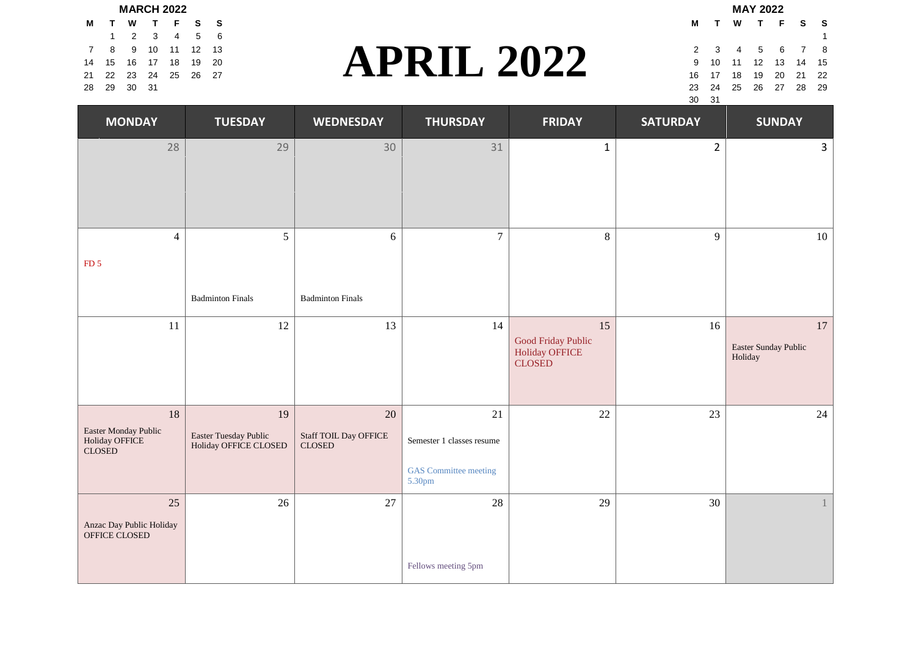# APRIL 2022

**MARCH 2022**

| M | T | W | T | F | S | S |
|---|---|---|---|---|---|---|
| | 1 | 2 | 3 | 4 | 5 | 6 |
| 7 | 8 | 9 | 10 | 11 | 12 | 13 |
| 14 | 15 | 16 | 17 | 18 | 19 | 20 |
| 21 | 22 | 23 | 24 | 25 | 26 | 27 |
| 28 | 29 | 30 | 31 | | | |

**MAY 2022**

| M | T | W | T | F | S | S |
|---|---|---|---|---|---|---|
| | | | | | | 1 |
| 2 | 3 | 4 | 5 | 6 | 7 | 8 |
| 9 | 10 | 11 | 12 | 13 | 14 | 15 |
| 16 | 17 | 18 | 19 | 20 | 21 | 22 |
| 23 | 24 | 25 | 26 | 27 | 28 | 29 |
| 30 | 31 | | | | | |

| MONDAY | TUESDAY | WEDNESDAY | THURSDAY | FRIDAY | SATURDAY | SUNDAY |
|---|---|---|---|---|---|---|
| 28 | 29 | 30 | 31 | 1 | 2 | 3 |
| 4<br>FD 5 | 5<br>Badminton Finals | 6<br>Badminton Finals | 7 | 8 | 9 | 10 |
| 11 | 12 | 13 | 14 | 15<br>Good Friday Public Holiday OFFICE CLOSED | 16 | 17<br>Easter Sunday Public Holiday |
| 18<br>Easter Monday Public Holiday OFFICE CLOSED | 19<br>Easter Tuesday Public Holiday OFFICE CLOSED | 20<br>Staff TOIL Day OFFICE CLOSED | 21<br>Semester 1 classes resume<br>GAS Committee meeting 5.30pm | 22 | 23 | 24 |
| 25<br>Anzac Day Public Holiday OFFICE CLOSED | 26 | 27 | 28<br>Fellows meeting 5pm | 29 | 30 | 1 |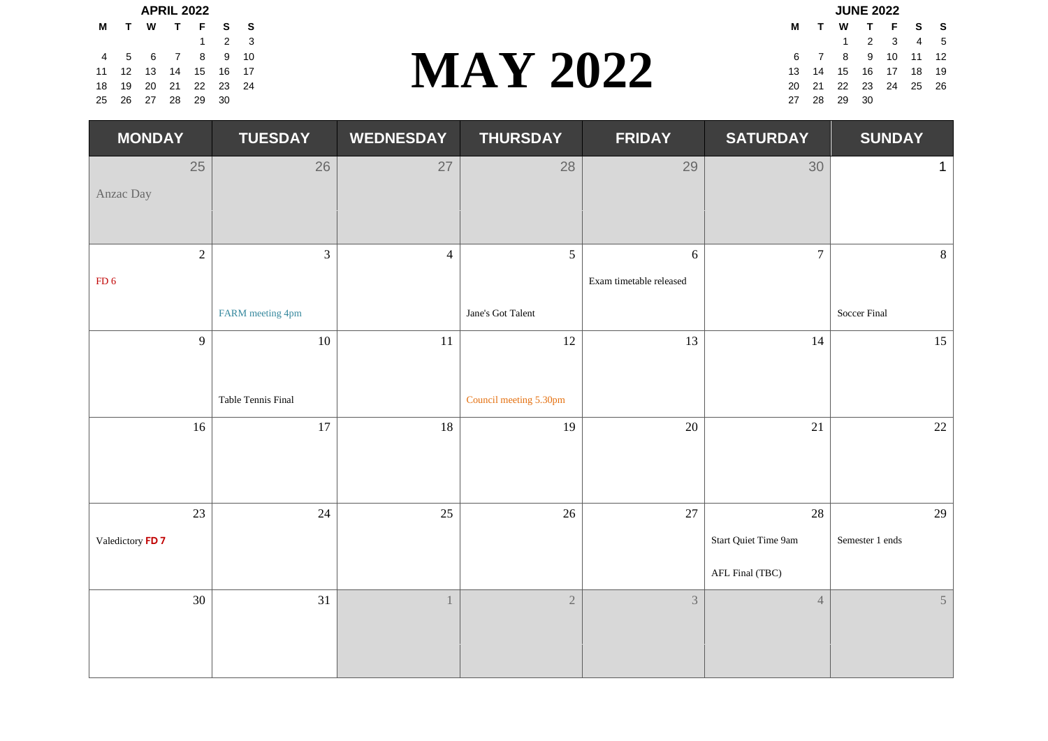# MAY 2022

**APRIL 2022**

| M | T | W | T | F | S | S |
|---|---|---|---|---|---|---|
| | | | | 1 | 2 | 3 |
| 4 | 5 | 6 | 7 | 8 | 9 | 10 |
| 11 | 12 | 13 | 14 | 15 | 16 | 17 |
| 18 | 19 | 20 | 21 | 22 | 23 | 24 |
| 25 | 26 | 27 | 28 | 29 | 30 | |

**JUNE 2022**

| M | T | W | T | F | S | S |
|---|---|---|---|---|---|---|
| | | 1 | 2 | 3 | 4 | 5 |
| 6 | 7 | 8 | 9 | 10 | 11 | 12 |
| 13 | 14 | 15 | 16 | 17 | 18 | 19 |
| 20 | 21 | 22 | 23 | 24 | 25 | 26 |
| 27 | 28 | 29 | 30 | | | |

| MONDAY | TUESDAY | WEDNESDAY | THURSDAY | FRIDAY | SATURDAY | SUNDAY |
|---|---|---|---|---|---|---|
| 25 Anzac Day | 26 | 27 | 28 | 29 | 30 | 1 |
| 2 FD 6 | 3 FARM meeting 4pm | 4 | 5 Jane's Got Talent | 6 Exam timetable released | 7 | 8 Soccer Final |
| 9 | 10 Table Tennis Final | 11 | 12 Council meeting 5.30pm | 13 | 14 | 15 |
| 16 | 17 | 18 | 19 | 20 | 21 | 22 |
| 23 Valedictory **FD 7** | 24 | 25 | 26 | 27 | 28 Start Quiet Time 9am AFL Final (TBC) | 29 Semester 1 ends |
| 30 | 31 | 1 | 2 | 3 | 4 | 5 |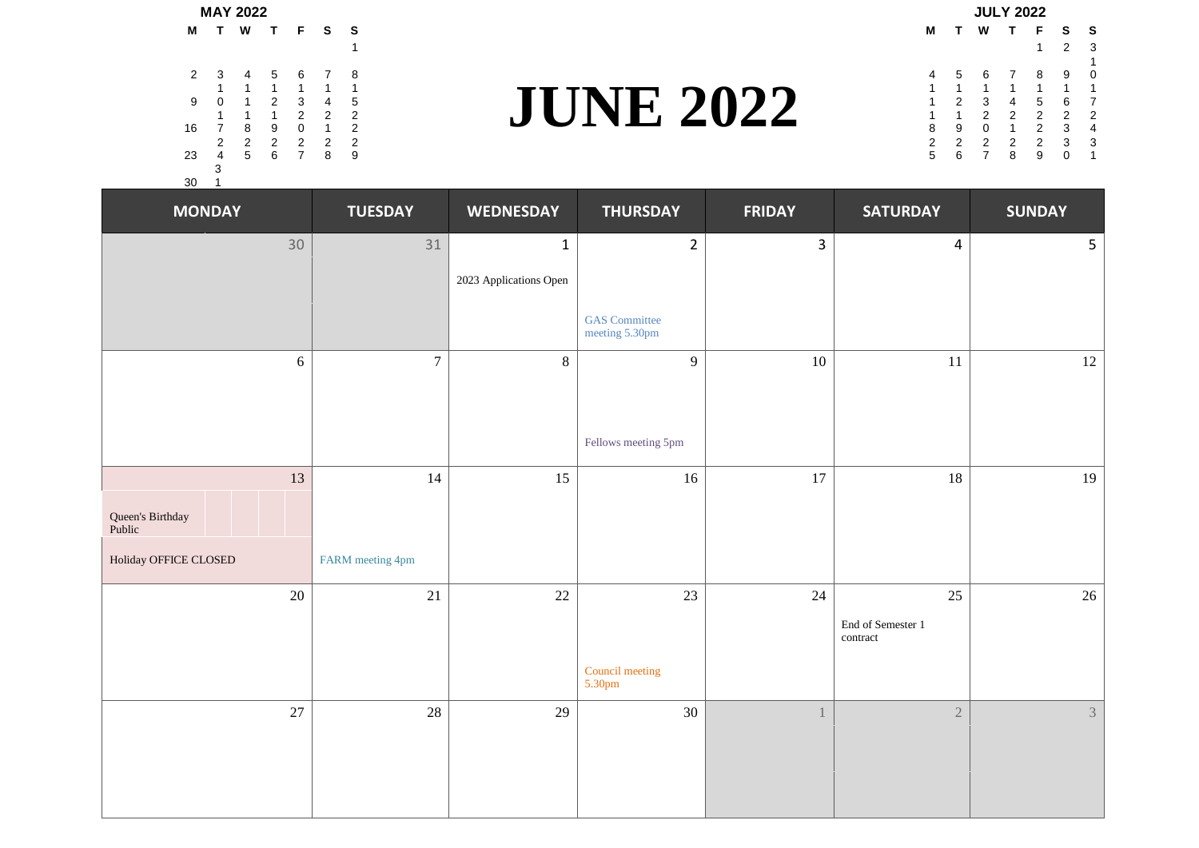# JUNE 2022

**MAY 2022**

| M | T | W | T | F | S | S |
|---|---|---|---|---|---|---|
| | | | | | | 1 |
| 2 | 3 | 4 | 5 | 6 | 7 | 8 |
| 9 | 10 | 11 | 12 | 13 | 14 | 15 |
| 16 | 17 | 18 | 19 | 20 | 21 | 22 |
| 23 | 24 | 25 | 26 | 27 | 28 | 29 |
| 30 | 31 | | | | | |

**JULY 2022**

| M | T | W | T | F | S | S |
|---|---|---|---|---|---|---|
| | | | | 1 | 2 | 3 |
| 4 | 5 | 6 | 7 | 8 | 9 | 10 |
| 11 | 12 | 13 | 14 | 15 | 16 | 17 |
| 18 | 19 | 20 | 21 | 22 | 23 | 24 |
| 25 | 26 | 27 | 28 | 29 | 30 | 31 |

| MONDAY | TUESDAY | WEDNESDAY | THURSDAY | FRIDAY | SATURDAY | SUNDAY |
|---|---|---|---|---|---|---|
| 30 | 31 | 1<br>2023 Applications Open | 2<br>GAS Committee meeting 5.30pm | 3 | 4 | 5 |
| 6 | 7 | 8 | 9<br>Fellows meeting 5pm | 10 | 11 | 12 |
| 13<br>Queen's Birthday Public Holiday OFFICE CLOSED | 14<br>FARM meeting 4pm | 15 | 16 | 17 | 18 | 19 |
| 20 | 21 | 22 | 23<br>Council meeting 5.30pm | 24 | 25<br>End of Semester 1 contract | 26 |
| 27 | 28 | 29 | 30 | 1 | 2 | 3 |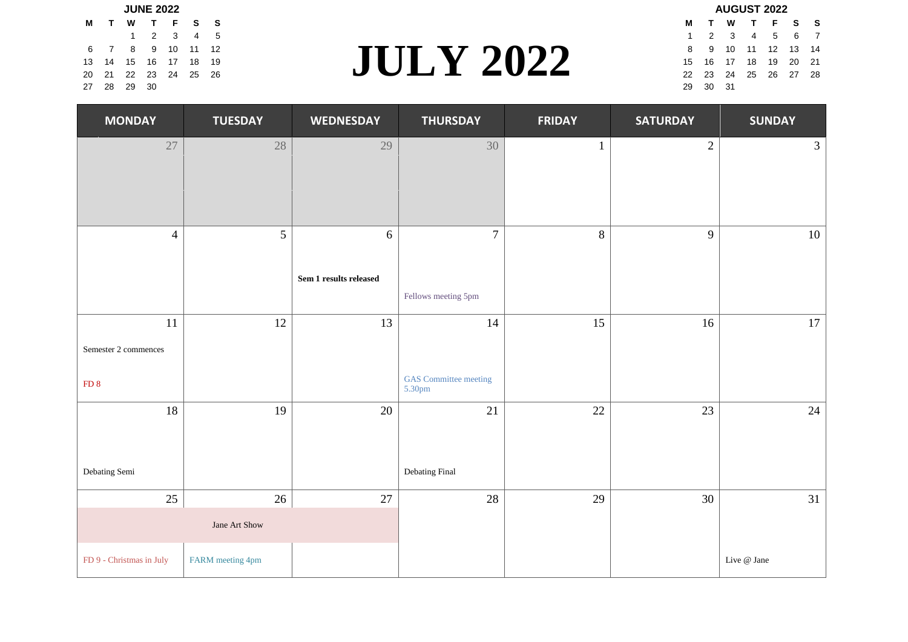# JULY 2022

**JUNE 2022**

| M | T | W | T | F | S | S |
|---|---|---|---|---|---|---|
| | | 1 | 2 | 3 | 4 | 5 |
| 6 | 7 | 8 | 9 | 10 | 11 | 12 |
| 13 | 14 | 15 | 16 | 17 | 18 | 19 |
| 20 | 21 | 22 | 23 | 24 | 25 | 26 |
| 27 | 28 | 29 | 30 | | | |

**AUGUST 2022**

| M | T | W | T | F | S | S |
|---|---|---|---|---|---|---|
| 1 | 2 | 3 | 4 | 5 | 6 | 7 |
| 8 | 9 | 10 | 11 | 12 | 13 | 14 |
| 15 | 16 | 17 | 18 | 19 | 20 | 21 |
| 22 | 23 | 24 | 25 | 26 | 27 | 28 |
| 29 | 30 | 31 | | | | |

| MONDAY | TUESDAY | WEDNESDAY | THURSDAY | FRIDAY | SATURDAY | SUNDAY |
|---|---|---|---|---|---|---|
| 27 | 28 | 29 | 30 | 1 | 2 | 3 |
| 4 | 5 | 6<br>**Sem 1 results released** | 7<br>Fellows meeting 5pm | 8 | 9 | 10 |
| 11<br>Semester 2 commences<br>FD 8 | 12 | 13 | 14<br>GAS Committee meeting 5.30pm | 15 | 16 | 17 |
| 18<br>Debating Semi | 19 | 20 | 21<br>Debating Final | 22 | 23 | 24 |
| 25<br>Jane Art Show<br>FD 9 - Christmas in July | 26<br>Jane Art Show<br>FARM meeting 4pm | 27<br>Jane Art Show | 28 | 29 | 30 | 31<br>Live @ Jane |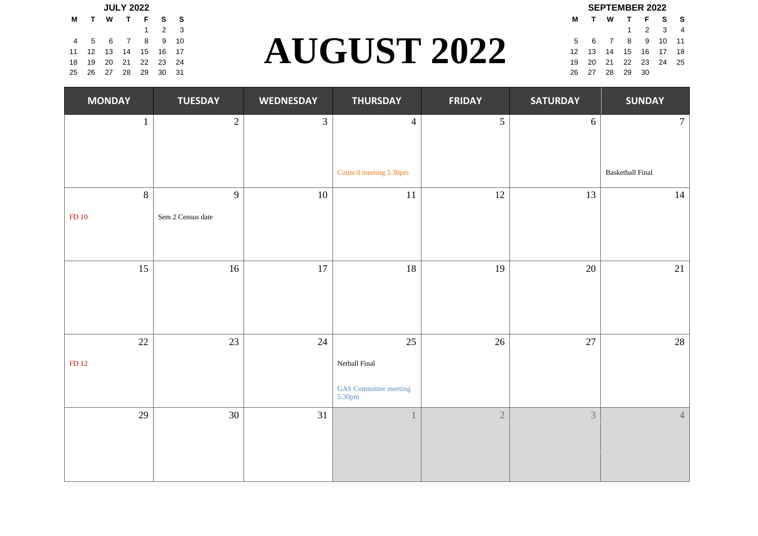**JULY 2022**

| M | T | W | T | F | S | S |
|---|---|---|---|---|---|---|
| | | | | 1 | 2 | 3 |
| 4 | 5 | 6 | 7 | 8 | 9 | 10 |
| 11 | 12 | 13 | 14 | 15 | 16 | 17 |
| 18 | 19 | 20 | 21 | 22 | 23 | 24 |
| 25 | 26 | 27 | 28 | 29 | 30 | 31 |

# AUGUST 2022

**SEPTEMBER 2022**

| M | T | W | T | F | S | S |
|---|---|---|---|---|---|---|
| | | | 1 | 2 | 3 | 4 |
| 5 | 6 | 7 | 8 | 9 | 10 | 11 |
| 12 | 13 | 14 | 15 | 16 | 17 | 18 |
| 19 | 20 | 21 | 22 | 23 | 24 | 25 |
| 26 | 27 | 28 | 29 | 30 | | |

| MONDAY | TUESDAY | WEDNESDAY | THURSDAY | FRIDAY | SATURDAY | SUNDAY |
|---|---|---|---|---|---|---|
| 1 | 2 | 3 | 4<br>Council meeting 5.30pm | 5 | 6 | 7<br>Basketball Final |
| 8<br>FD 10 | 9<br>Sem 2 Census date | 10 | 11 | 12 | 13 | 14 |
| 15 | 16 | 17 | 18 | 19 | 20 | 21 |
| 22<br>FD 12 | 23 | 24 | 25<br>Netball Final<br>GAS Committee meeting 5.30pm | 26 | 27 | 28 |
| 29 | 30 | 31 | 1 | 2 | 3 | 4 |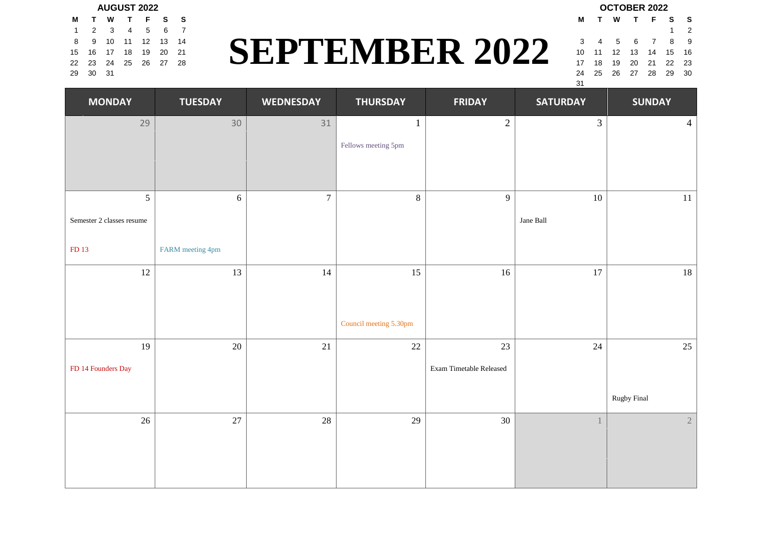# SEPTEMBER 2022

**AUGUST 2022**

| M | T | W | T | F | S | S |
|---|---|---|---|---|---|---|
| 1 | 2 | 3 | 4 | 5 | 6 | 7 |
| 8 | 9 | 10 | 11 | 12 | 13 | 14 |
| 15 | 16 | 17 | 18 | 19 | 20 | 21 |
| 22 | 23 | 24 | 25 | 26 | 27 | 28 |
| 29 | 30 | 31 | | | | |

**OCTOBER 2022**

| M | T | W | T | F | S | S |
|---|---|---|---|---|---|---|
| | | | | | 1 | 2 |
| 3 | 4 | 5 | 6 | 7 | 8 | 9 |
| 10 | 11 | 12 | 13 | 14 | 15 | 16 |
| 17 | 18 | 19 | 20 | 21 | 22 | 23 |
| 24 | 25 | 26 | 27 | 28 | 29 | 30 |
| 31 | | | | | | |

| MONDAY | TUESDAY | WEDNESDAY | THURSDAY | FRIDAY | SATURDAY | SUNDAY |
|---|---|---|---|---|---|---|
| 29 | 30 | 31 | 1<br>Fellows meeting 5pm | 2 | 3 | 4 |
| 5<br>Semester 2 classes resume<br>FD 13 | 6<br>FARM meeting 4pm | 7 | 8 | 9 | 10<br>Jane Ball | 11 |
| 12 | 13 | 14 | 15<br>Council meeting 5.30pm | 16 | 17 | 18 |
| 19<br>FD 14 Founders Day | 20 | 21 | 22 | 23<br>Exam Timetable Released | 24 | 25<br>Rugby Final |
| 26 | 27 | 28 | 29 | 30 | 1 | 2 |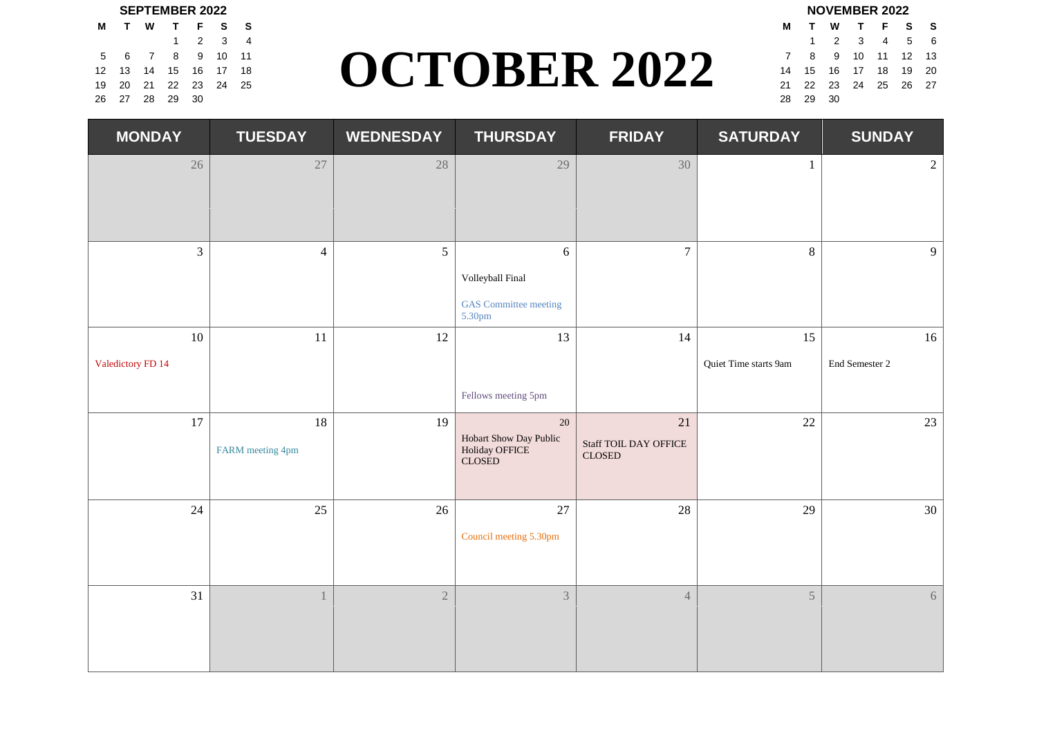# OCTOBER 2022

**SEPTEMBER 2022**

| M | T | W | T | F | S | S |
|---|---|---|---|---|---|---|
| | | | 1 | 2 | 3 | 4 |
| 5 | 6 | 7 | 8 | 9 | 10 | 11 |
| 12 | 13 | 14 | 15 | 16 | 17 | 18 |
| 19 | 20 | 21 | 22 | 23 | 24 | 25 |
| 26 | 27 | 28 | 29 | 30 | | |

**NOVEMBER 2022**

| M | T | W | T | F | S | S |
|---|---|---|---|---|---|---|
| | 1 | 2 | 3 | 4 | 5 | 6 |
| 7 | 8 | 9 | 10 | 11 | 12 | 13 |
| 14 | 15 | 16 | 17 | 18 | 19 | 20 |
| 21 | 22 | 23 | 24 | 25 | 26 | 27 |
| 28 | 29 | 30 | | | | |

| MONDAY | TUESDAY | WEDNESDAY | THURSDAY | FRIDAY | SATURDAY | SUNDAY |
|---|---|---|---|---|---|---|
| 26 | 27 | 28 | 29 | 30 | 1 | 2 |
| 3 | 4 | 5 | 6 Volleyball Final; GAS Committee meeting 5.30pm | 7 | 8 | 9 |
| 10 Valedictory FD 14 | 11 | 12 | 13 Fellows meeting 5pm | 14 | 15 Quiet Time starts 9am | 16 End Semester 2 |
| 17 | 18 FARM meeting 4pm | 19 | 20 Hobart Show Day Public Holiday OFFICE CLOSED | 21 Staff TOIL DAY OFFICE CLOSED | 22 | 23 |
| 24 | 25 | 26 | 27 Council meeting 5.30pm | 28 | 29 | 30 |
| 31 | 1 | 2 | 3 | 4 | 5 | 6 |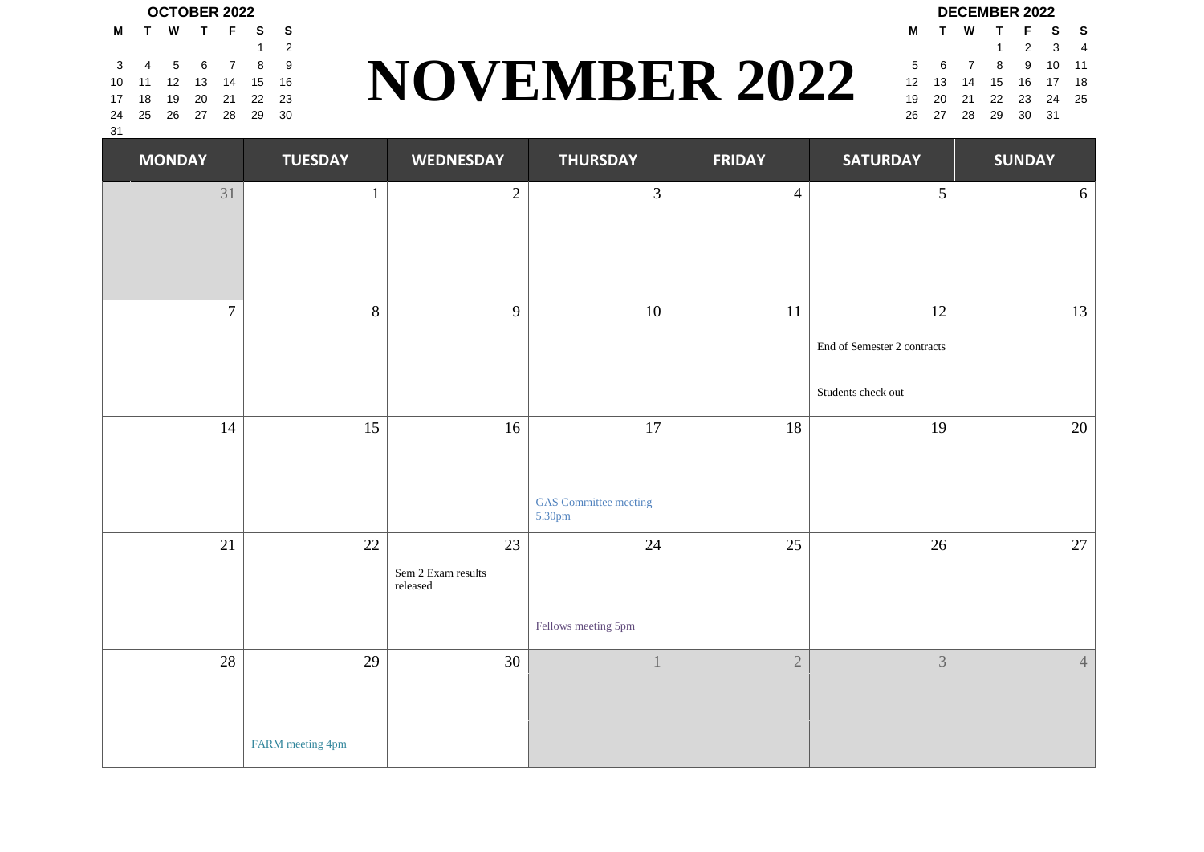# NOVEMBER 2022

**OCTOBER 2022**

| M | T | W | T | F | S | S |
|---|---|---|---|---|---|---|
| | | | | | 1 | 2 |
| 3 | 4 | 5 | 6 | 7 | 8 | 9 |
| 10 | 11 | 12 | 13 | 14 | 15 | 16 |
| 17 | 18 | 19 | 20 | 21 | 22 | 23 |
| 24 | 25 | 26 | 27 | 28 | 29 | 30 |
| 31 | | | | | | |

**DECEMBER 2022**

| M | T | W | T | F | S | S |
|---|---|---|---|---|---|---|
| | | | 1 | 2 | 3 | 4 |
| 5 | 6 | 7 | 8 | 9 | 10 | 11 |
| 12 | 13 | 14 | 15 | 16 | 17 | 18 |
| 19 | 20 | 21 | 22 | 23 | 24 | 25 |
| 26 | 27 | 28 | 29 | 30 | 31 | |

| MONDAY | TUESDAY | WEDNESDAY | THURSDAY | FRIDAY | SATURDAY | SUNDAY |
|---|---|---|---|---|---|---|
| 31 | 1 | 2 | 3 | 4 | 5 | 6 |
| 7 | 8 | 9 | 10 | 11 | 12<br>End of Semester 2 contracts<br>Students check out | 13 |
| 14 | 15 | 16 | 17<br>GAS Committee meeting 5.30pm | 18 | 19 | 20 |
| 21 | 22 | 23<br>Sem 2 Exam results released | 24<br>Fellows meeting 5pm | 25 | 26 | 27 |
| 28 | 29<br>FARM meeting 4pm | 30 | 1 | 2 | 3 | 4 |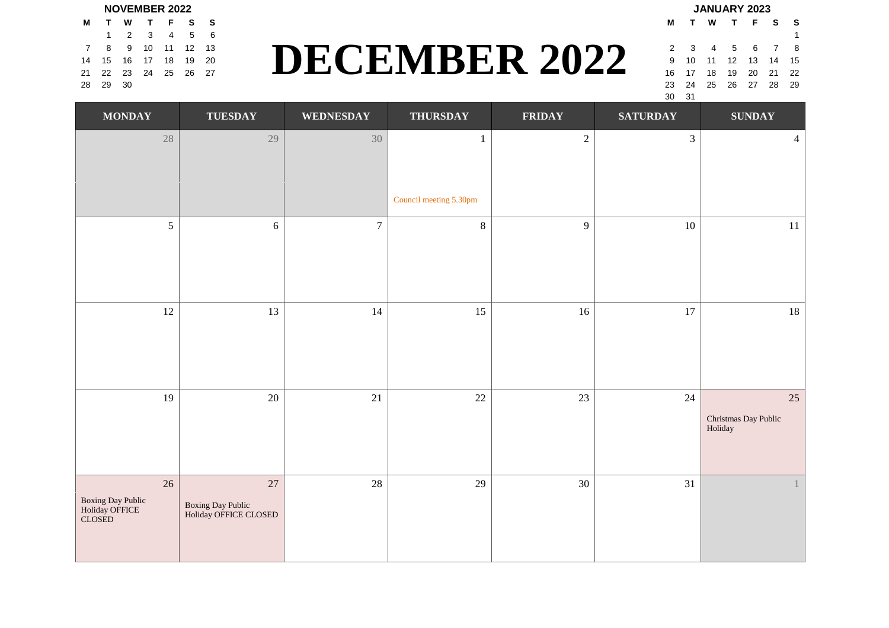**NOVEMBER 2022**

| M | T | W | T | F | S | S |
|---|---|---|---|---|---|---|
| | 1 | 2 | 3 | 4 | 5 | 6 |
| 7 | 8 | 9 | 10 | 11 | 12 | 13 |
| 14 | 15 | 16 | 17 | 18 | 19 | 20 |
| 21 | 22 | 23 | 24 | 25 | 26 | 27 |
| 28 | 29 | 30 | | | | |

# DECEMBER 2022

**JANUARY 2023**

| M | T | W | T | F | S | S |
|---|---|---|---|---|---|---|
| | | | | | | 1 |
| 2 | 3 | 4 | 5 | 6 | 7 | 8 |
| 9 | 10 | 11 | 12 | 13 | 14 | 15 |
| 16 | 17 | 18 | 19 | 20 | 21 | 22 |
| 23 | 24 | 25 | 26 | 27 | 28 | 29 |
| 30 | 31 | | | | | |

| MONDAY | TUESDAY | WEDNESDAY | THURSDAY | FRIDAY | SATURDAY | SUNDAY |
|---|---|---|---|---|---|---|
| 28 | 29 | 30 | 1<br>Council meeting 5.30pm | 2 | 3 | 4 |
| 5 | 6 | 7 | 8 | 9 | 10 | 11 |
| 12 | 13 | 14 | 15 | 16 | 17 | 18 |
| 19 | 20 | 21 | 22 | 23 | 24 | 25<br>Christmas Day Public Holiday |
| 26<br>Boxing Day Public Holiday OFFICE CLOSED | 27<br>Boxing Day Public Holiday OFFICE CLOSED | 28 | 29 | 30 | 31 | 1 |